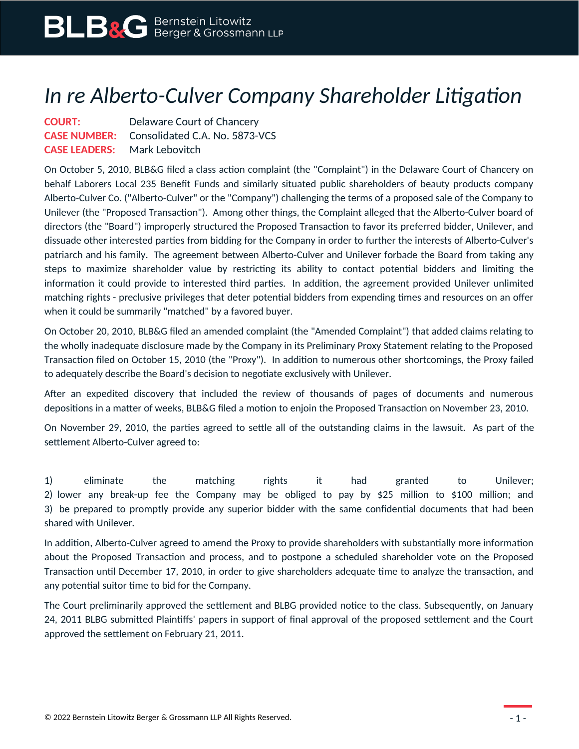# *In re Alberto-Culver Company Shareholder Litigation*

**COURT:** Delaware Court of Chancery
**CASE NUMBER:** Consolidated C.A. No. 5873-VCS
**CASE LEADERS:** Mark Lebovitch

On October 5, 2010, BLB&G filed a class action complaint (the "Complaint") in the Delaware Court of Chancery on behalf Laborers Local 235 Benefit Funds and similarly situated public shareholders of beauty products company Alberto-Culver Co. ("Alberto-Culver" or the "Company") challenging the terms of a proposed sale of the Company to Unilever (the "Proposed Transaction"). Among other things, the Complaint alleged that the Alberto-Culver board of directors (the "Board") improperly structured the Proposed Transaction to favor its preferred bidder, Unilever, and dissuade other interested parties from bidding for the Company in order to further the interests of Alberto-Culver's patriarch and his family. The agreement between Alberto-Culver and Unilever forbade the Board from taking any steps to maximize shareholder value by restricting its ability to contact potential bidders and limiting the information it could provide to interested third parties. In addition, the agreement provided Unilever unlimited matching rights - preclusive privileges that deter potential bidders from expending times and resources on an offer when it could be summarily "matched" by a favored buyer.

On October 20, 2010, BLB&G filed an amended complaint (the "Amended Complaint") that added claims relating to the wholly inadequate disclosure made by the Company in its Preliminary Proxy Statement relating to the Proposed Transaction filed on October 15, 2010 (the "Proxy"). In addition to numerous other shortcomings, the Proxy failed to adequately describe the Board's decision to negotiate exclusively with Unilever.

After an expedited discovery that included the review of thousands of pages of documents and numerous depositions in a matter of weeks, BLB&G filed a motion to enjoin the Proposed Transaction on November 23, 2010.

On November 29, 2010, the parties agreed to settle all of the outstanding claims in the lawsuit. As part of the settlement Alberto-Culver agreed to:

1) eliminate the matching rights it had granted to Unilever;
2) lower any break-up fee the Company may be obliged to pay by $25 million to $100 million; and
3) be prepared to promptly provide any superior bidder with the same confidential documents that had been shared with Unilever.

In addition, Alberto-Culver agreed to amend the Proxy to provide shareholders with substantially more information about the Proposed Transaction and process, and to postpone a scheduled shareholder vote on the Proposed Transaction until December 17, 2010, in order to give shareholders adequate time to analyze the transaction, and any potential suitor time to bid for the Company.

The Court preliminarily approved the settlement and BLBG provided notice to the class. Subsequently, on January 24, 2011 BLBG submitted Plaintiffs' papers in support of final approval of the proposed settlement and the Court approved the settlement on February 21, 2011.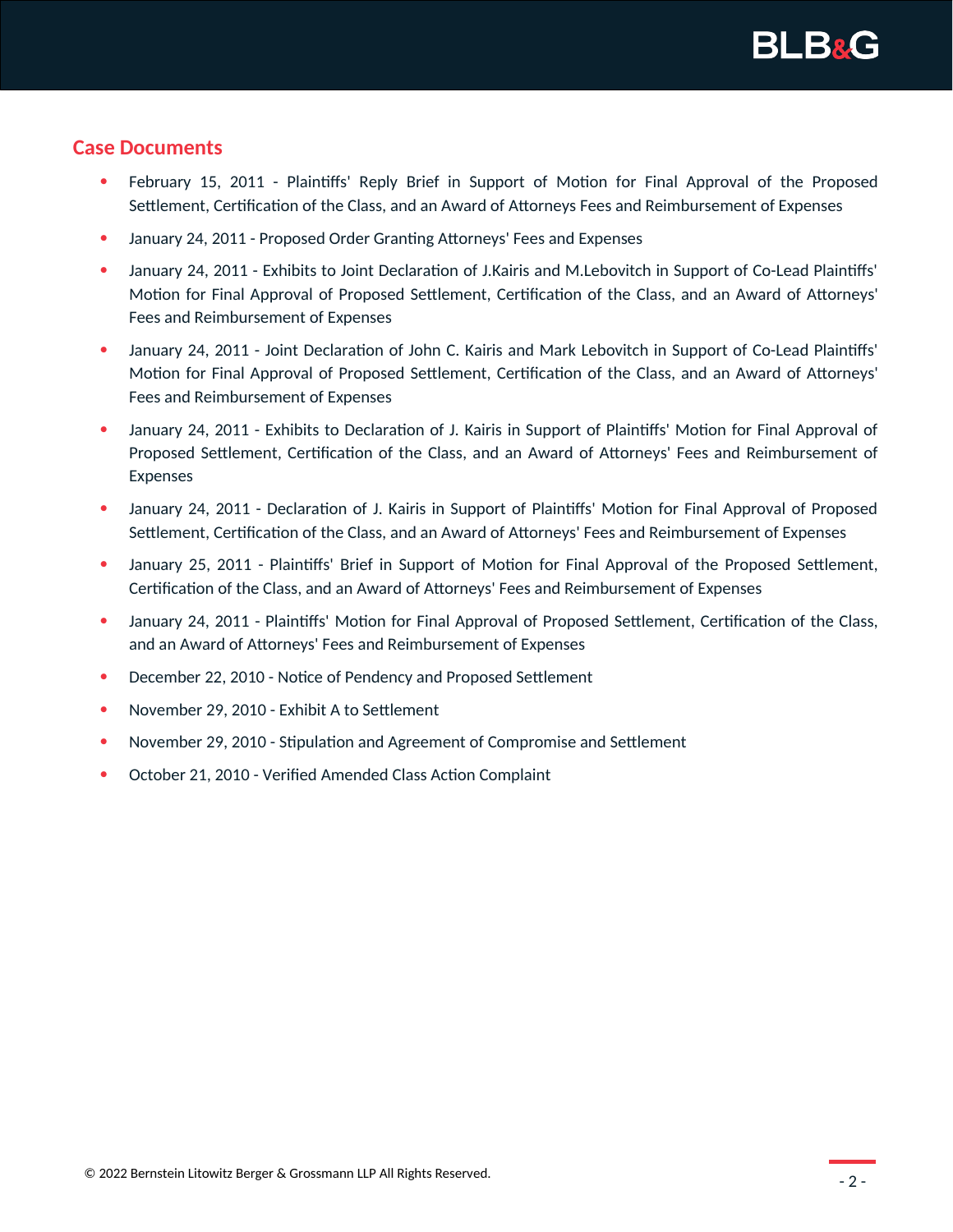## Case Documents

- February 15, 2011 - Plaintiffs' Reply Brief in Support of Motion for Final Approval of the Proposed Settlement, Certification of the Class, and an Award of Attorneys Fees and Reimbursement of Expenses
- January 24, 2011 - Proposed Order Granting Attorneys' Fees and Expenses
- January 24, 2011 - Exhibits to Joint Declaration of J.Kairis and M.Lebovitch in Support of Co-Lead Plaintiffs' Motion for Final Approval of Proposed Settlement, Certification of the Class, and an Award of Attorneys' Fees and Reimbursement of Expenses
- January 24, 2011 - Joint Declaration of John C. Kairis and Mark Lebovitch in Support of Co-Lead Plaintiffs' Motion for Final Approval of Proposed Settlement, Certification of the Class, and an Award of Attorneys' Fees and Reimbursement of Expenses
- January 24, 2011 - Exhibits to Declaration of J. Kairis in Support of Plaintiffs' Motion for Final Approval of Proposed Settlement, Certification of the Class, and an Award of Attorneys' Fees and Reimbursement of Expenses
- January 24, 2011 - Declaration of J. Kairis in Support of Plaintiffs' Motion for Final Approval of Proposed Settlement, Certification of the Class, and an Award of Attorneys' Fees and Reimbursement of Expenses
- January 25, 2011 - Plaintiffs' Brief in Support of Motion for Final Approval of the Proposed Settlement, Certification of the Class, and an Award of Attorneys' Fees and Reimbursement of Expenses
- January 24, 2011 - Plaintiffs' Motion for Final Approval of Proposed Settlement, Certification of the Class, and an Award of Attorneys' Fees and Reimbursement of Expenses
- December 22, 2010 - Notice of Pendency and Proposed Settlement
- November 29, 2010 - Exhibit A to Settlement
- November 29, 2010 - Stipulation and Agreement of Compromise and Settlement
- October 21, 2010 - Verified Amended Class Action Complaint